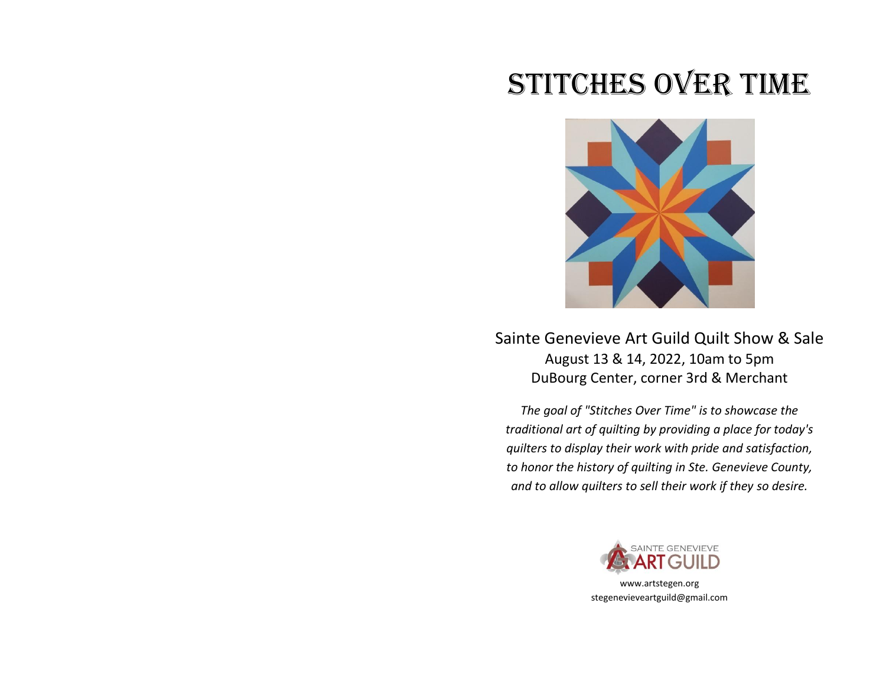# STITCHES OVER TIME

Sainte Genevieve Art Guild Quilt Show & Sale

August 13 & 14, 2022, 10am to 5pm

DuBourg Center, corner 3rd & Merchant

*The goal of "Stitches Over Time" is to showcase the traditional art of quilting by providing a place for today's quilters to display their work with pride and satisfaction, to honor the history of quilting in Ste. Genevieve County, and to allow quilters to sell their work if they so desire.*

SAINTE GENEVIEVE ART GUILD

www.artstegen.org

stegenevieveartguild@gmail.com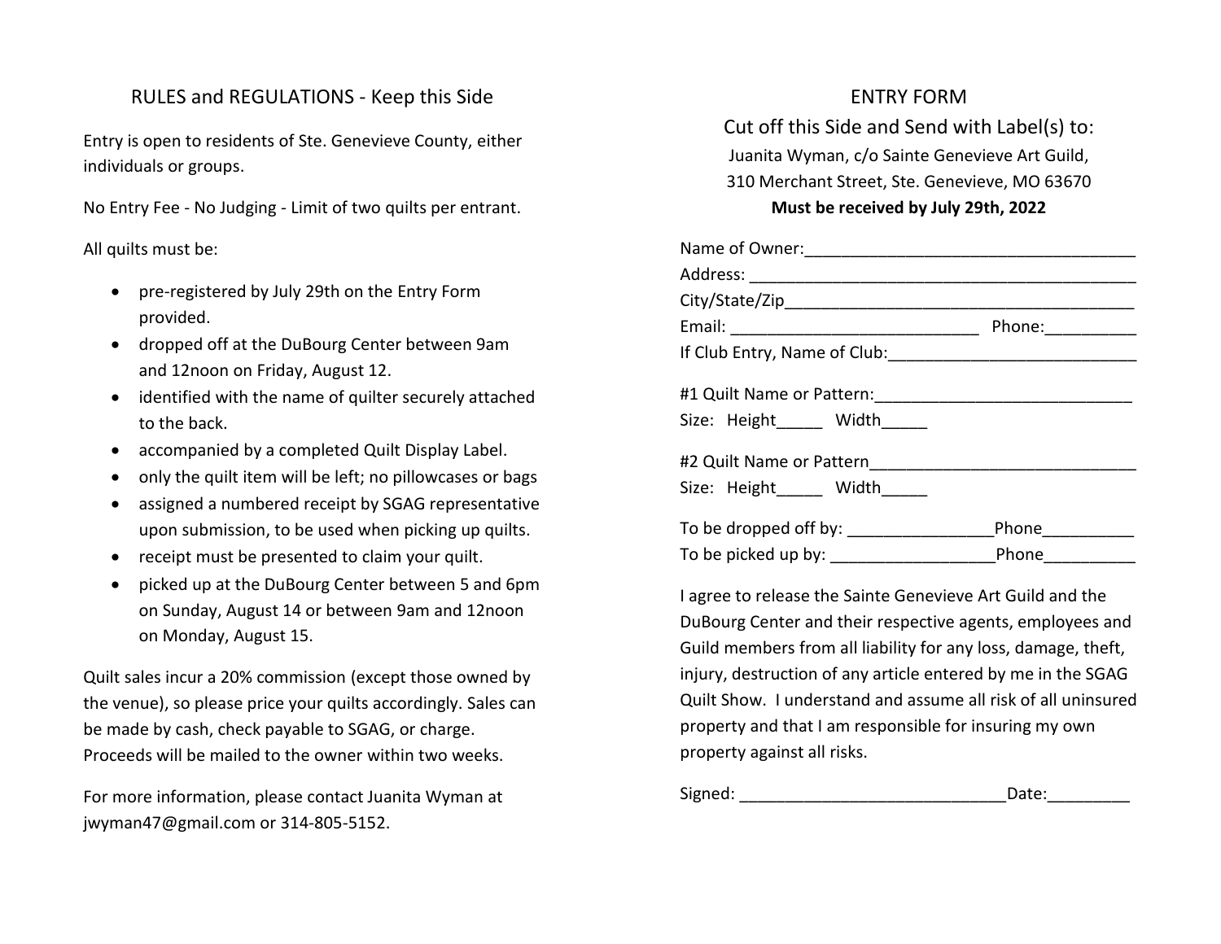## RULES and REGULATIONS - Keep this Side

Entry is open to residents of Ste. Genevieve County, either individuals or groups.

No Entry Fee - No Judging - Limit of two quilts per entrant.

All quilts must be:

- pre-registered by July 29th on the Entry Form provided.
- dropped off at the DuBourg Center between 9am and 12noon on Friday, August 12.
- identified with the name of quilter securely attached to the back.
- accompanied by a completed Quilt Display Label.
- only the quilt item will be left; no pillowcases or bags
- assigned a numbered receipt by SGAG representative upon submission, to be used when picking up quilts.
- receipt must be presented to claim your quilt.
- picked up at the DuBourg Center between 5 and 6pm on Sunday, August 14 or between 9am and 12noon on Monday, August 15.

Quilt sales incur a 20% commission (except those owned by the venue), so please price your quilts accordingly. Sales can be made by cash, check payable to SGAG, or charge. Proceeds will be mailed to the owner within two weeks.

For more information, please contact Juanita Wyman at jwyman47@gmail.com or 314-805-5152.

## ENTRY FORM

Cut off this Side and Send with Label(s) to:

Juanita Wyman, c/o Sainte Genevieve Art Guild,
310 Merchant Street, Ste. Genevieve, MO 63670

**Must be received by July 29th, 2022**

Name of Owner:____________________________________
Address: __________________________________________
City/State/Zip_______________________________________
Email: ___________________________ Phone:__________
If Club Entry, Name of Club:___________________________

#1 Quilt Name or Pattern:___________________________
Size: Height_____ Width_____

#2 Quilt Name or Pattern_____________________________
Size: Height_____ Width_____

To be dropped off by: ________________Phone__________
To be picked up by: _________________Phone__________

I agree to release the Sainte Genevieve Art Guild and the DuBourg Center and their respective agents, employees and Guild members from all liability for any loss, damage, theft, injury, destruction of any article entered by me in the SGAG Quilt Show. I understand and assume all risk of all uninsured property and that I am responsible for insuring my own property against all risks.

Signed: _____________________________Date:_________